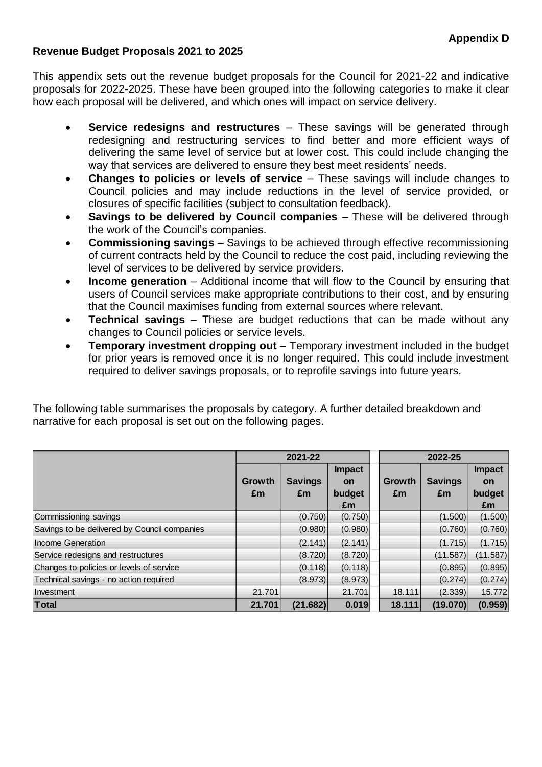**Appendix D**

## Revenue Budget Proposals 2021 to 2025

This appendix sets out the revenue budget proposals for the Council for 2021-22 and indicative proposals for 2022-2025. These have been grouped into the following categories to make it clear how each proposal will be delivered, and which ones will impact on service delivery.

- **Service redesigns and restructures** – These savings will be generated through redesigning and restructuring services to find better and more efficient ways of delivering the same level of service but at lower cost. This could include changing the way that services are delivered to ensure they best meet residents' needs.
- **Changes to policies or levels of service** – These savings will include changes to Council policies and may include reductions in the level of service provided, or closures of specific facilities (subject to consultation feedback).
- **Savings to be delivered by Council companies** – These will be delivered through the work of the Council's companies.
- **Commissioning savings** – Savings to be achieved through effective recommissioning of current contracts held by the Council to reduce the cost paid, including reviewing the level of services to be delivered by service providers.
- **Income generation** – Additional income that will flow to the Council by ensuring that users of Council services make appropriate contributions to their cost, and by ensuring that the Council maximises funding from external sources where relevant.
- **Technical savings** – These are budget reductions that can be made without any changes to Council policies or service levels.
- **Temporary investment dropping out** – Temporary investment included in the budget for prior years is removed once it is no longer required. This could include investment required to deliver savings proposals, or to reprofile savings into future years.

The following table summarises the proposals by category. A further detailed breakdown and narrative for each proposal is set out on the following pages.

| | 2021-22 | | | 2022-25 | | |
|---|---|---|---|---|---|---|
| | Growth £m | Savings £m | Impact on budget £m | Growth £m | Savings £m | Impact on budget £m |
| Commissioning savings | | (0.750) | (0.750) | | (1.500) | (1.500) |
| Savings to be delivered by Council companies | | (0.980) | (0.980) | | (0.760) | (0.760) |
| Income Generation | | (2.141) | (2.141) | | (1.715) | (1.715) |
| Service redesigns and restructures | | (8.720) | (8.720) | | (11.587) | (11.587) |
| Changes to policies or levels of service | | (0.118) | (0.118) | | (0.895) | (0.895) |
| Technical savings - no action required | | (8.973) | (8.973) | | (0.274) | (0.274) |
| Investment | 21.701 | | 21.701 | 18.111 | (2.339) | 15.772 |
| **Total** | **21.701** | **(21.682)** | **0.019** | **18.111** | **(19.070)** | **(0.959)** |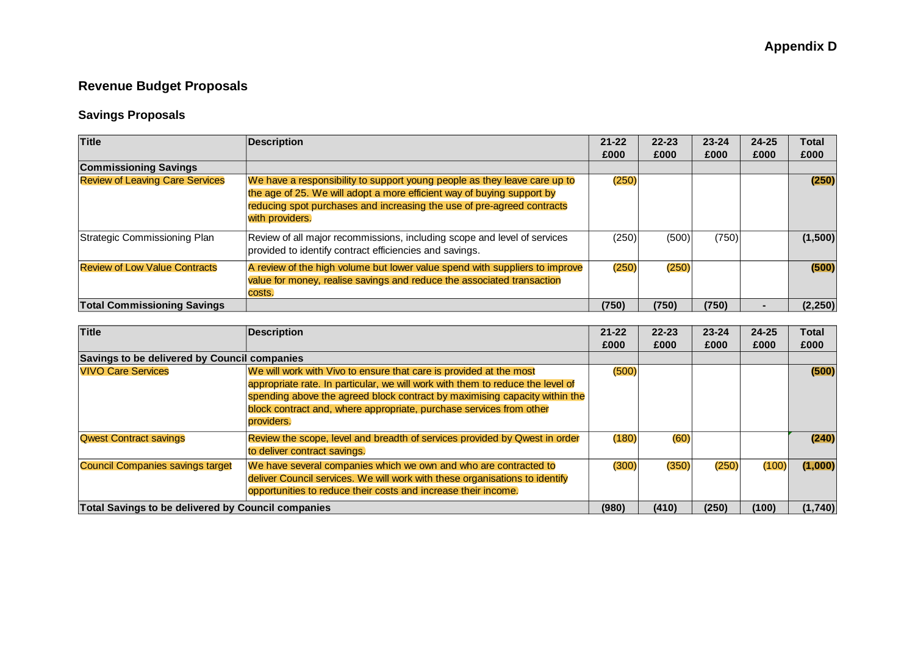Appendix D

## Revenue Budget Proposals

### Savings Proposals

| Title | Description | 21-22 £000 | 22-23 £000 | 23-24 £000 | 24-25 £000 | Total £000 |
|---|---|---|---|---|---|---|
| **Commissioning Savings** | | | | | | |
| Review of Leaving Care Services | We have a responsibility to support young people as they leave care up to the age of 25. We will adopt a more efficient way of buying support by reducing spot purchases and increasing the use of pre-agreed contracts with providers. | (250) | | | | **(250)** |
| Strategic Commissioning Plan | Review of all major recommissions, including scope and level of services provided to identify contract efficiencies and savings. | (250) | (500) | (750) | | **(1,500)** |
| Review of Low Value Contracts | A review of the high volume but lower value spend with suppliers to improve value for money, realise savings and reduce the associated transaction costs. | (250) | (250) | | | **(500)** |
| **Total Commissioning Savings** | | **(750)** | **(750)** | **(750)** | **-** | **(2,250)** |

| Title | Description | 21-22 £000 | 22-23 £000 | 23-24 £000 | 24-25 £000 | Total £000 |
|---|---|---|---|---|---|---|
| **Savings to be delivered by Council companies** | | | | | | |
| VIVO Care Services | We will work with Vivo to ensure that care is provided at the most appropriate rate. In particular, we will work with them to reduce the level of spending above the agreed block contract by maximising capacity within the block contract and, where appropriate, purchase services from other providers. | (500) | | | | **(500)** |
| Qwest Contract savings | Review the scope, level and breadth of services provided by Qwest in order to deliver contract savings. | (180) | (60) | | | **(240)** |
| Council Companies savings target | We have several companies which we own and who are contracted to deliver Council services. We will work with these organisations to identify opportunities to reduce their costs and increase their income. | (300) | (350) | (250) | (100) | **(1,000)** |
| **Total Savings to be delivered by Council companies** | | **(980)** | **(410)** | **(250)** | **(100)** | **(1,740)** |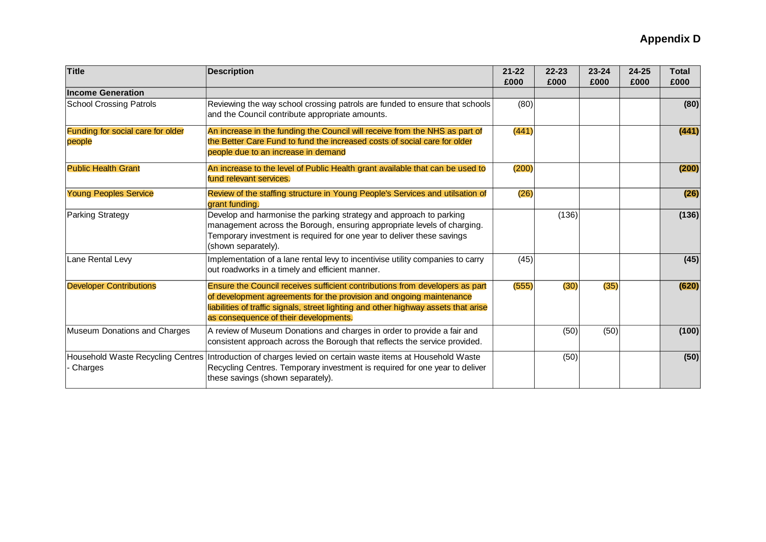## Appendix D

| Title | Description | 21-22 £000 | 22-23 £000 | 23-24 £000 | 24-25 £000 | Total £000 |
|---|---|---|---|---|---|---|
| **Income Generation** | | | | | | |
| School Crossing Patrols | Reviewing the way school crossing patrols are funded to ensure that schools and the Council contribute appropriate amounts. | (80) | | | | **(80)** |
| Funding for social care for older people | An increase in the funding the Council will receive from the NHS as part of the Better Care Fund to fund the increased costs of social care for older people due to an increase in demand | (441) | | | | **(441)** |
| Public Health Grant | An increase to the level of Public Health grant available that can be used to fund relevant services. | (200) | | | | **(200)** |
| Young Peoples Service | Review of the staffing structure in Young People's Services and utilsation of grant funding. | (26) | | | | **(26)** |
| Parking Strategy | Develop and harmonise the parking strategy and approach to parking management across the Borough, ensuring appropriate levels of charging. Temporary investment is required for one year to deliver these savings (shown separately). | | (136) | | | **(136)** |
| Lane Rental Levy | Implementation of a lane rental levy to incentivise utility companies to carry out roadworks in a timely and efficient manner. | (45) | | | | **(45)** |
| Developer Contributions | Ensure the Council receives sufficient contributions from developers as part of development agreements for the provision and ongoing maintenance liabilities of traffic signals, street lighting and other highway assets that arise as consequence of their developments. | (555) | (30) | (35) | | **(620)** |
| Museum Donations and Charges | A review of Museum Donations and charges in order to provide a fair and consistent approach across the Borough that reflects the service provided. | | (50) | (50) | | **(100)** |
| Household Waste Recycling Centres - Charges | Introduction of charges levied on certain waste items at Household Waste Recycling Centres. Temporary investment is required for one year to deliver these savings (shown separately). | | (50) | | | **(50)** |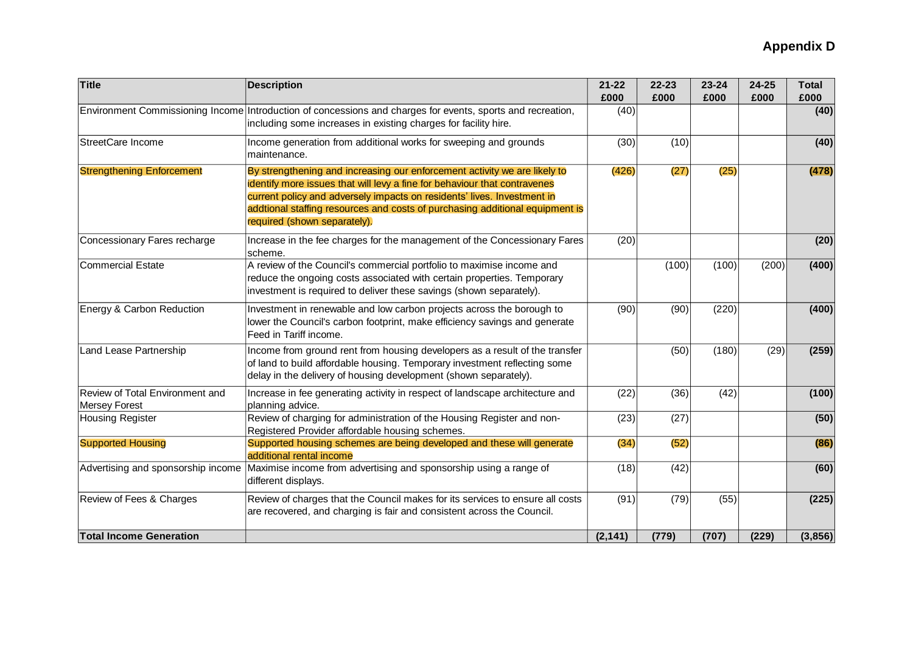**Appendix D**

| Title | Description | 21-22 £000 | 22-23 £000 | 23-24 £000 | 24-25 £000 | Total £000 |
|---|---|---|---|---|---|---|
| Environment Commissioning Income | Introduction of concessions and charges for events, sports and recreation, including some increases in existing charges for facility hire. | (40) | | | | **(40)** |
| StreetCare Income | Income generation from additional works for sweeping and grounds maintenance. | (30) | (10) | | | **(40)** |
| Strengthening Enforcement | By strengthening and increasing our enforcement activity we are likely to identify more issues that will levy a fine for behaviour that contravenes current policy and adversely impacts on residents' lives. Investment in addtional staffing resources and costs of purchasing additional equipment is required (shown separately). | (426) | (27) | (25) | | **(478)** |
| Concessionary Fares recharge | Increase in the fee charges for the management of the Concessionary Fares scheme. | (20) | | | | **(20)** |
| Commercial Estate | A review of the Council's commercial portfolio to maximise income and reduce the ongoing costs associated with certain properties. Temporary investment is required to deliver these savings (shown separately). | | (100) | (100) | (200) | **(400)** |
| Energy & Carbon Reduction | Investment in renewable and low carbon projects across the borough to lower the Council's carbon footprint, make efficiency savings and generate Feed in Tariff income. | (90) | (90) | (220) | | **(400)** |
| Land Lease Partnership | Income from ground rent from housing developers as a result of the transfer of land to build affordable housing. Temporary investment reflecting some delay in the delivery of housing development (shown separately). | | (50) | (180) | (29) | **(259)** |
| Review of Total Environment and Mersey Forest | Increase in fee generating activity in respect of landscape architecture and planning advice. | (22) | (36) | (42) | | **(100)** |
| Housing Register | Review of charging for administration of the Housing Register and non-Registered Provider affordable housing schemes. | (23) | (27) | | | **(50)** |
| Supported Housing | Supported housing schemes are being developed and these will generate additional rental income | (34) | (52) | | | **(86)** |
| Advertising and sponsorship income | Maximise income from advertising and sponsorship using a range of different displays. | (18) | (42) | | | **(60)** |
| Review of Fees & Charges | Review of charges that the Council makes for its services to ensure all costs are recovered, and charging is fair and consistent across the Council. | (91) | (79) | (55) | | **(225)** |
| **Total Income Generation** | | **(2,141)** | **(779)** | **(707)** | **(229)** | **(3,856)** |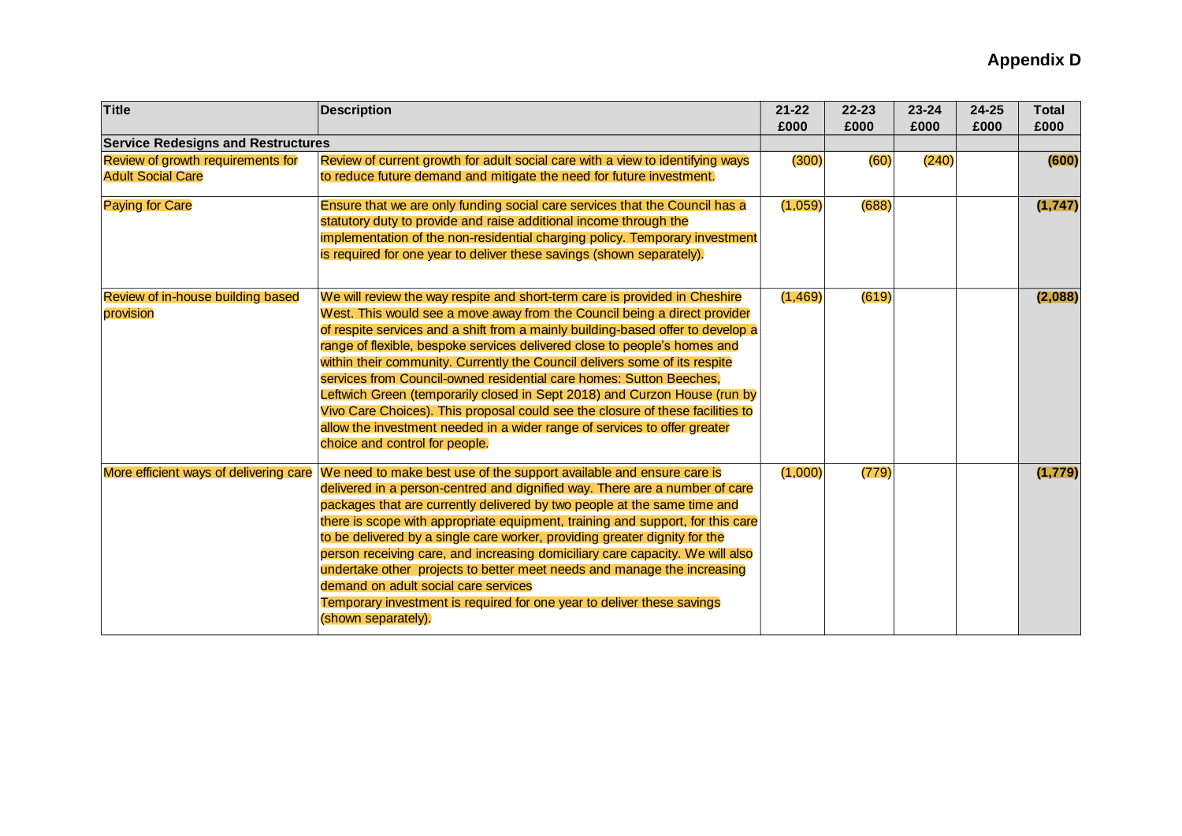**Appendix D**

| Title | Description | 21-22 £000 | 22-23 £000 | 23-24 £000 | 24-25 £000 | Total £000 |
|---|---|---|---|---|---|---|
| **Service Redesigns and Restructures** | | | | | | |
| Review of growth requirements for Adult Social Care | Review of current growth for adult social care with a view to identifying ways to reduce future demand and mitigate the need for future investment. | (300) | (60) | (240) | | **(600)** |
| Paying for Care | Ensure that we are only funding social care services that the Council has a statutory duty to provide and raise additional income through the implementation of the non-residential charging policy. Temporary investment is required for one year to deliver these savings (shown separately). | (1,059) | (688) | | | **(1,747)** |
| Review of in-house building based provision | We will review the way respite and short-term care is provided in Cheshire West. This would see a move away from the Council being a direct provider of respite services and a shift from a mainly building-based offer to develop a range of flexible, bespoke services delivered close to people's homes and within their community. Currently the Council delivers some of its respite services from Council-owned residential care homes: Sutton Beeches, Leftwich Green (temporarily closed in Sept 2018) and Curzon House (run by Vivo Care Choices). This proposal could see the closure of these facilities to allow the investment needed in a wider range of services to offer greater choice and control for people. | (1,469) | (619) | | | **(2,088)** |
| More efficient ways of delivering care | We need to make best use of the support available and ensure care is delivered in a person-centred and dignified way. There are a number of care packages that are currently delivered by two people at the same time and there is scope with appropriate equipment, training and support, for this care to be delivered by a single care worker, providing greater dignity for the person receiving care, and increasing domiciliary care capacity. We will also undertake other projects to better meet needs and manage the increasing demand on adult social care services<br>Temporary investment is required for one year to deliver these savings (shown separately). | (1,000) | (779) | | | **(1,779)** |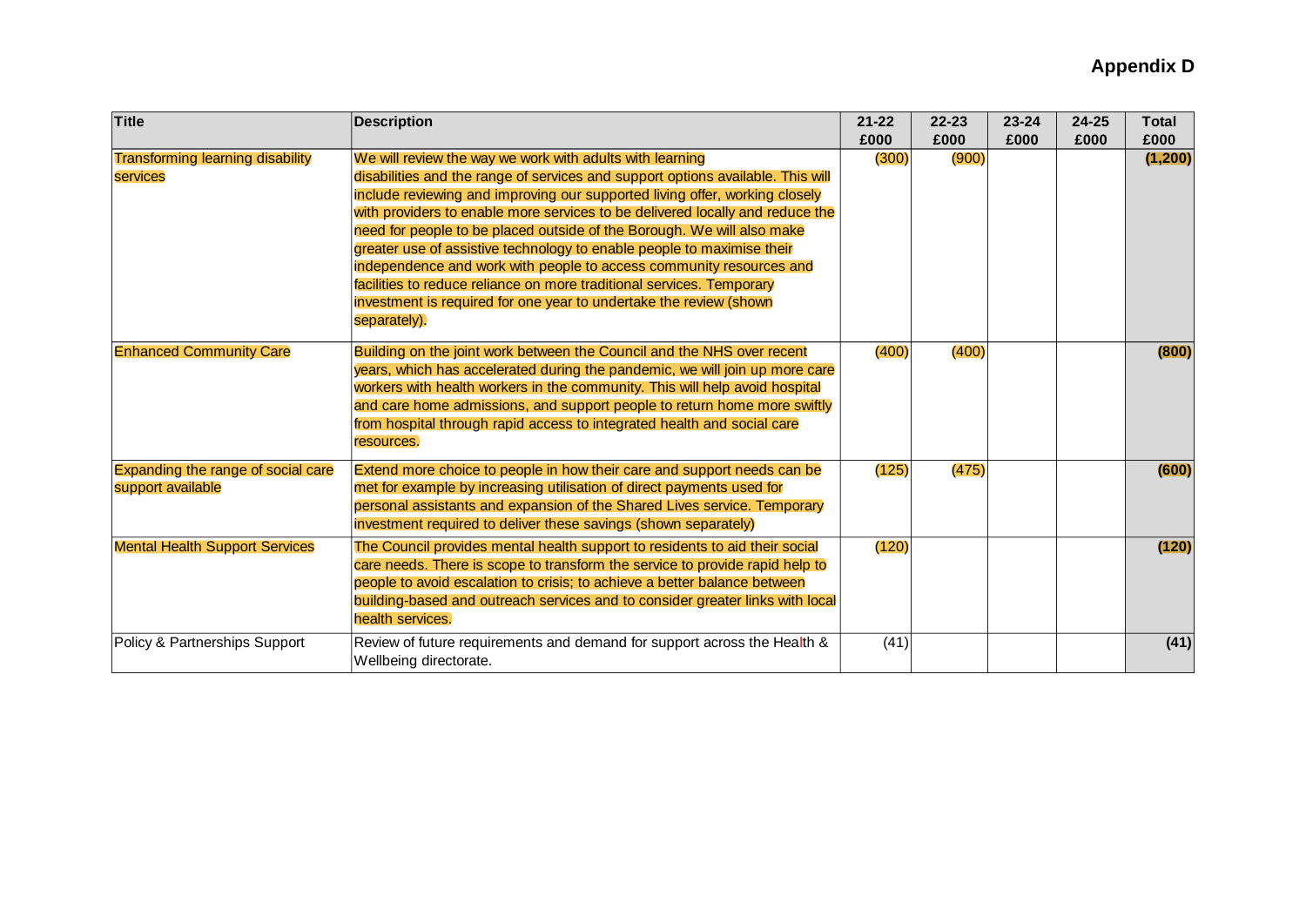**Appendix D**

| Title | Description | 21-22 £000 | 22-23 £000 | 23-24 £000 | 24-25 £000 | Total £000 |
|---|---|---|---|---|---|---|
| Transforming learning disability services | We will review the way we work with adults with learning disabilities and the range of services and support options available. This will include reviewing and improving our supported living offer, working closely with providers to enable more services to be delivered locally and reduce the need for people to be placed outside of the Borough. We will also make greater use of assistive technology to enable people to maximise their independence and work with people to access community resources and facilities to reduce reliance on more traditional services. Temporary investment is required for one year to undertake the review (shown separately). | (300) | (900) | | | **(1,200)** |
| Enhanced Community Care | Building on the joint work between the Council and the NHS over recent years, which has accelerated during the pandemic, we will join up more care workers with health workers in the community. This will help avoid hospital and care home admissions, and support people to return home more swiftly from hospital through rapid access to integrated health and social care resources. | (400) | (400) | | | **(800)** |
| Expanding the range of social care support available | Extend more choice to people in how their care and support needs can be met for example by increasing utilisation of direct payments used for personal assistants and expansion of the Shared Lives service. Temporary investment required to deliver these savings (shown separately) | (125) | (475) | | | **(600)** |
| Mental Health Support Services | The Council provides mental health support to residents to aid their social care needs. There is scope to transform the service to provide rapid help to people to avoid escalation to crisis; to achieve a better balance between building-based and outreach services and to consider greater links with local health services. | (120) | | | | **(120)** |
| Policy & Partnerships Support | Review of future requirements and demand for support across the Health & Wellbeing directorate. | (41) | | | | **(41)** |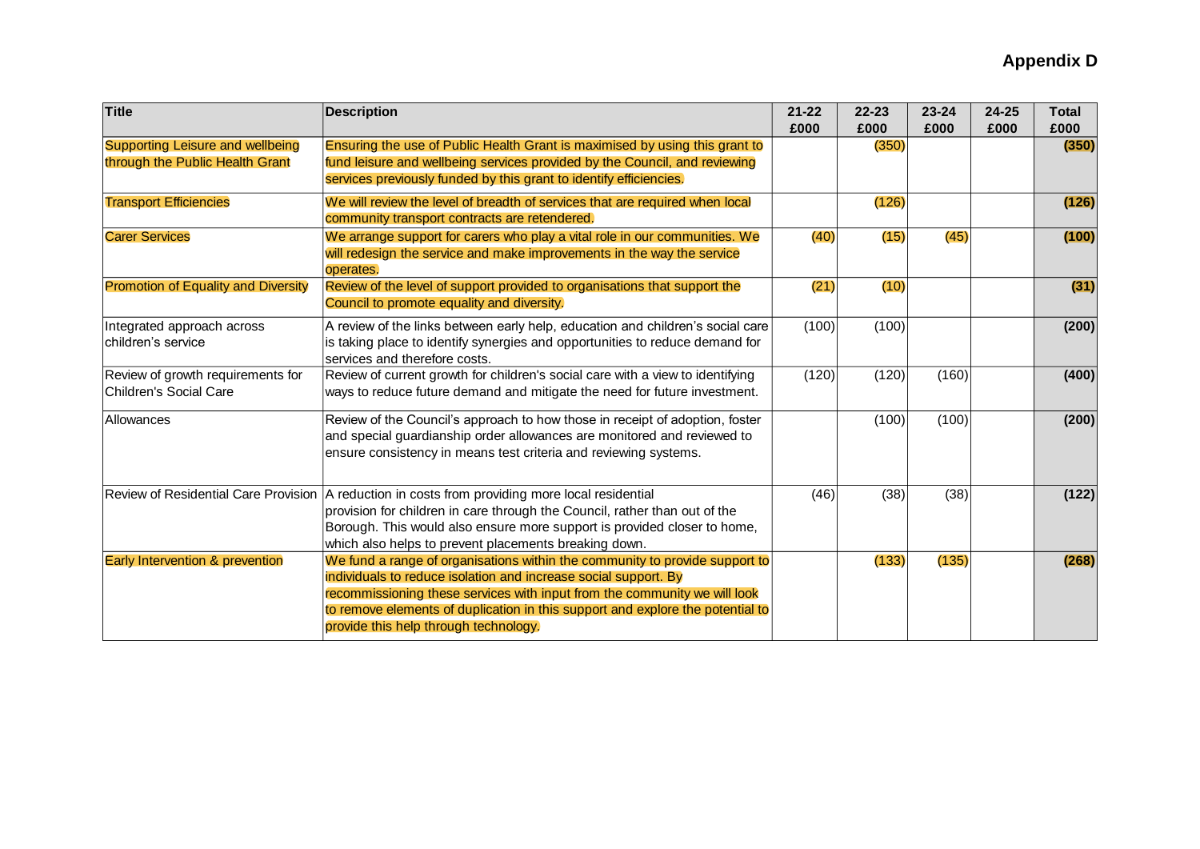**Appendix D**

| Title | Description | 21-22 £000 | 22-23 £000 | 23-24 £000 | 24-25 £000 | Total £000 |
|---|---|---|---|---|---|---|
| Supporting Leisure and wellbeing through the Public Health Grant | Ensuring the use of Public Health Grant is maximised by using this grant to fund leisure and wellbeing services provided by the Council, and reviewing services previously funded by this grant to identify efficiencies. | | (350) | | | **(350)** |
| Transport Efficiencies | We will review the level of breadth of services that are required when local community transport contracts are retendered. | | (126) | | | **(126)** |
| Carer Services | We arrange support for carers who play a vital role in our communities. We will redesign the service and make improvements in the way the service operates. | (40) | (15) | (45) | | **(100)** |
| Promotion of Equality and Diversity | Review of the level of support provided to organisations that support the Council to promote equality and diversity. | (21) | (10) | | | **(31)** |
| Integrated approach across children's service | A review of the links between early help, education and children's social care is taking place to identify synergies and opportunities to reduce demand for services and therefore costs. | (100) | (100) | | | **(200)** |
| Review of growth requirements for Children's Social Care | Review of current growth for children's social care with a view to identifying ways to reduce future demand and mitigate the need for future investment. | (120) | (120) | (160) | | **(400)** |
| Allowances | Review of the Council's approach to how those in receipt of adoption, foster and special guardianship order allowances are monitored and reviewed to ensure consistency in means test criteria and reviewing systems. | | (100) | (100) | | **(200)** |
| Review of Residential Care Provision | A reduction in costs from providing more local residential provision for children in care through the Council, rather than out of the Borough. This would also ensure more support is provided closer to home, which also helps to prevent placements breaking down. | (46) | (38) | (38) | | **(122)** |
| Early Intervention & prevention | We fund a range of organisations within the community to provide support to individuals to reduce isolation and increase social support. By recommissioning these services with input from the community we will look to remove elements of duplication in this support and explore the potential to provide this help through technology. | | (133) | (135) | | **(268)** |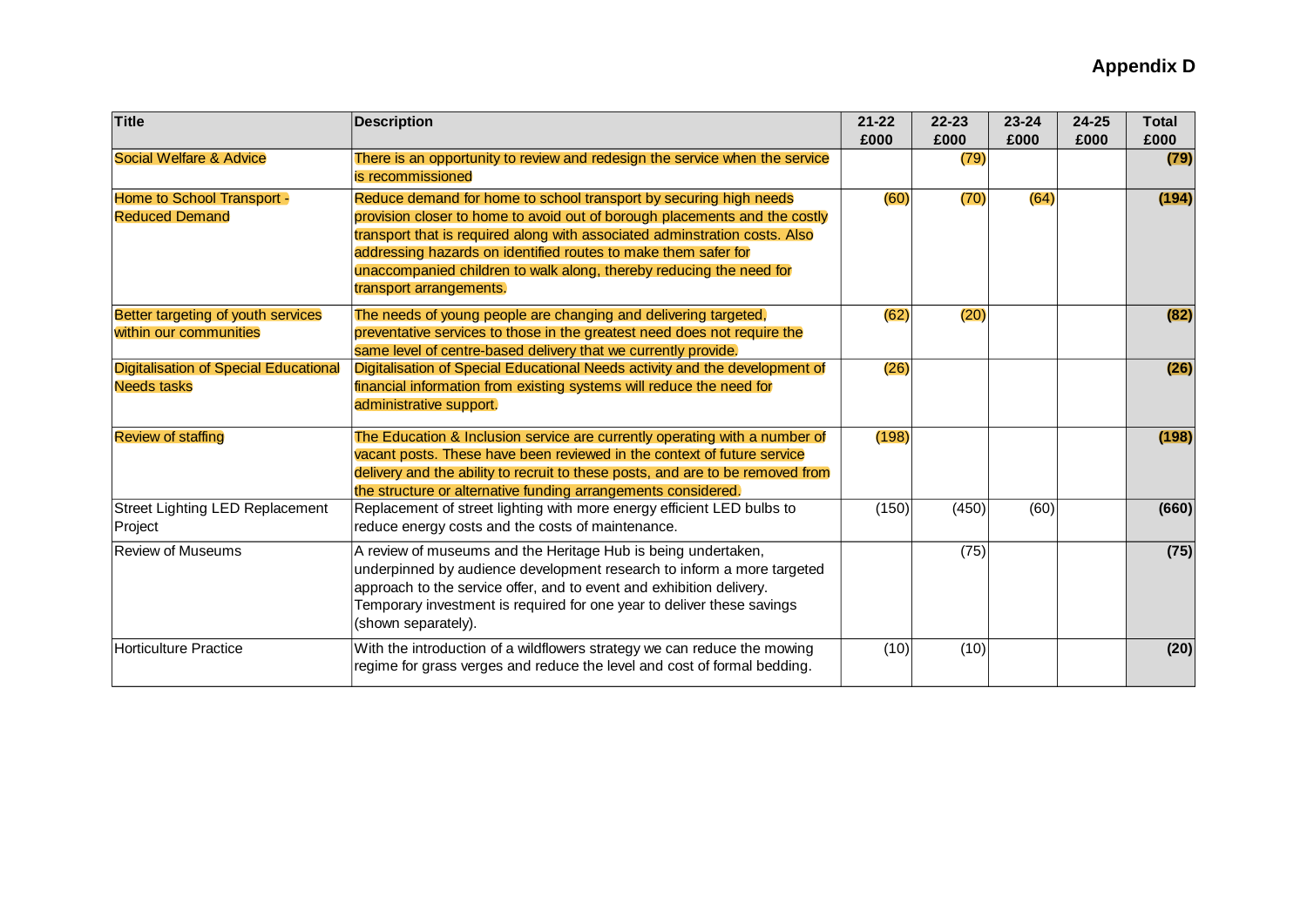**Appendix D**

| Title | Description | 21-22 £000 | 22-23 £000 | 23-24 £000 | 24-25 £000 | Total £000 |
|---|---|---|---|---|---|---|
| Social Welfare & Advice | There is an opportunity to review and redesign the service when the service is recommissioned | | (79) | | | **(79)** |
| Home to School Transport - Reduced Demand | Reduce demand for home to school transport by securing high needs provision closer to home to avoid out of borough placements and the costly transport that is required along with associated adminstration costs. Also addressing hazards on identified routes to make them safer for unaccompanied children to walk along, thereby reducing the need for transport arrangements. | (60) | (70) | (64) | | **(194)** |
| Better targeting of youth services within our communities | The needs of young people are changing and delivering targeted, preventative services to those in the greatest need does not require the same level of centre-based delivery that we currently provide. | (62) | (20) | | | **(82)** |
| Digitalisation of Special Educational Needs tasks | Digitalisation of Special Educational Needs activity and the development of financial information from existing systems will reduce the need for administrative support. | (26) | | | | **(26)** |
| Review of staffing | The Education & Inclusion service are currently operating with a number of vacant posts. These have been reviewed in the context of future service delivery and the ability to recruit to these posts, and are to be removed from the structure or alternative funding arrangements considered. | (198) | | | | **(198)** |
| Street Lighting LED Replacement Project | Replacement of street lighting with more energy efficient LED bulbs to reduce energy costs and the costs of maintenance. | (150) | (450) | (60) | | **(660)** |
| Review of Museums | A review of museums and the Heritage Hub is being undertaken, underpinned by audience development research to inform a more targeted approach to the service offer, and to event and exhibition delivery. Temporary investment is required for one year to deliver these savings (shown separately). | | (75) | | | **(75)** |
| Horticulture Practice | With the introduction of a wildflowers strategy we can reduce the mowing regime for grass verges and reduce the level and cost of formal bedding. | (10) | (10) | | | **(20)** |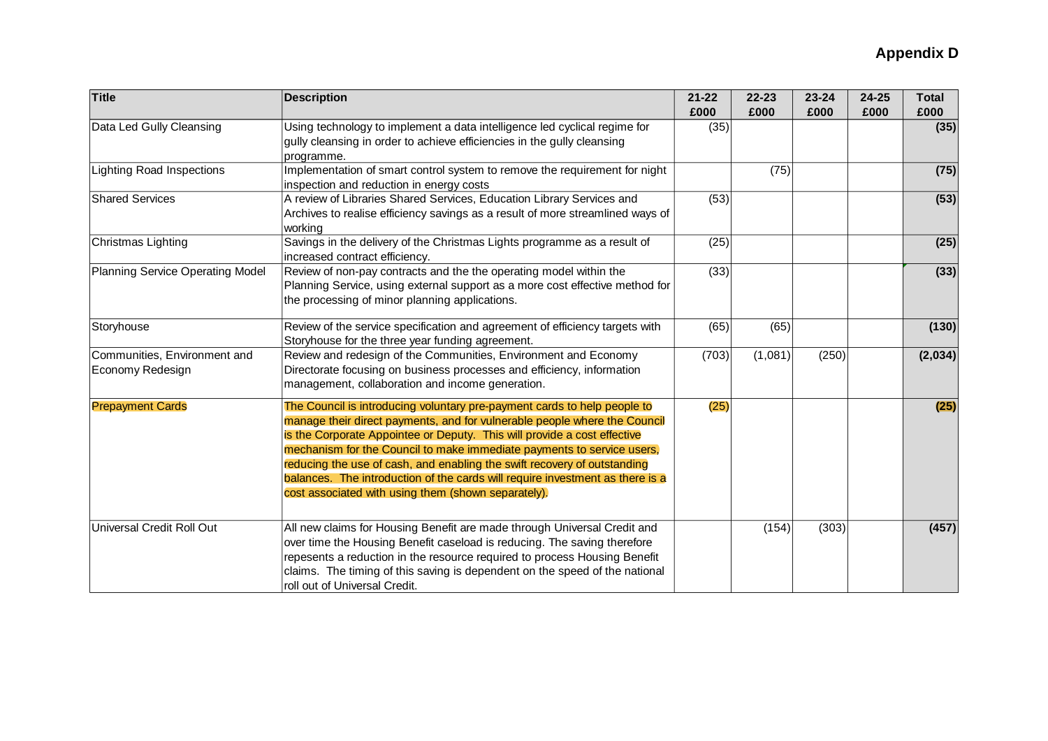**Appendix D**

| Title | Description | 21-22 £000 | 22-23 £000 | 23-24 £000 | 24-25 £000 | Total £000 |
|---|---|---|---|---|---|---|
| Data Led Gully Cleansing | Using technology to implement a data intelligence led cyclical regime for gully cleansing in order to achieve efficiencies in the gully cleansing programme. | (35) | | | | **(35)** |
| Lighting Road Inspections | Implementation of smart control system to remove the requirement for night inspection and reduction in energy costs | | (75) | | | **(75)** |
| Shared Services | A review of Libraries Shared Services, Education Library Services and Archives to realise efficiency savings as a result of more streamlined ways of working | (53) | | | | **(53)** |
| Christmas Lighting | Savings in the delivery of the Christmas Lights programme as a result of increased contract efficiency. | (25) | | | | **(25)** |
| Planning Service Operating Model | Review of non-pay contracts and the the operating model within the Planning Service, using external support as a more cost effective method for the processing of minor planning applications. | (33) | | | | **(33)** |
| Storyhouse | Review of the service specification and agreement of efficiency targets with Storyhouse for the three year funding agreement. | (65) | (65) | | | **(130)** |
| Communities, Environment and Economy Redesign | Review and redesign of the Communities, Environment and Economy Directorate focusing on business processes and efficiency, information management, collaboration and income generation. | (703) | (1,081) | (250) | | **(2,034)** |
| Prepayment Cards | The Council is introducing voluntary pre-payment cards to help people to manage their direct payments, and for vulnerable people where the Council is the Corporate Appointee or Deputy. This will provide a cost effective mechanism for the Council to make immediate payments to service users, reducing the use of cash, and enabling the swift recovery of outstanding balances. The introduction of the cards will require investment as there is a cost associated with using them (shown separately). | (25) | | | | **(25)** |
| Universal Credit Roll Out | All new claims for Housing Benefit are made through Universal Credit and over time the Housing Benefit caseload is reducing. The saving therefore repesents a reduction in the resource required to process Housing Benefit claims. The timing of this saving is dependent on the speed of the national roll out of Universal Credit. | | (154) | (303) | | **(457)** |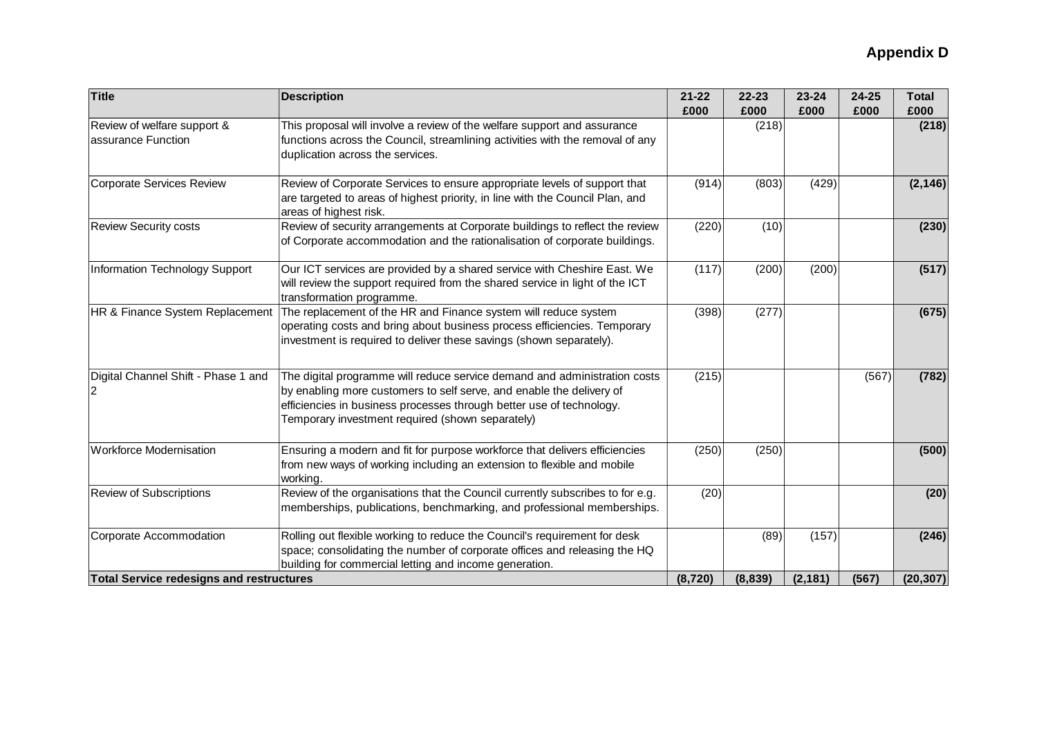**Appendix D**

| Title | Description | 21-22 £000 | 22-23 £000 | 23-24 £000 | 24-25 £000 | Total £000 |
|---|---|---|---|---|---|---|
| Review of welfare support & assurance Function | This proposal will involve a review of the welfare support and assurance functions across the Council, streamlining activities with the removal of any duplication across the services. | | (218) | | | **(218)** |
| Corporate Services Review | Review of Corporate Services to ensure appropriate levels of support that are targeted to areas of highest priority, in line with the Council Plan, and areas of highest risk. | (914) | (803) | (429) | | **(2,146)** |
| Review Security costs | Review of security arrangements at Corporate buildings to reflect the review of Corporate accommodation and the rationalisation of corporate buildings. | (220) | (10) | | | **(230)** |
| Information Technology Support | Our ICT services are provided by a shared service with Cheshire East. We will review the support required from the shared service in light of the ICT transformation programme. | (117) | (200) | (200) | | **(517)** |
| HR & Finance System Replacement | The replacement of the HR and Finance system will reduce system operating costs and bring about business process efficiencies. Temporary investment is required to deliver these savings (shown separately). | (398) | (277) | | | **(675)** |
| Digital Channel Shift - Phase 1 and 2 | The digital programme will reduce service demand and administration costs by enabling more customers to self serve, and enable the delivery of efficiencies in business processes through better use of technology. Temporary investment required (shown separately) | (215) | | | (567) | **(782)** |
| Workforce Modernisation | Ensuring a modern and fit for purpose workforce that delivers efficiencies from new ways of working including an extension to flexible and mobile working. | (250) | (250) | | | **(500)** |
| Review of Subscriptions | Review of the organisations that the Council currently subscribes to for e.g. memberships, publications, benchmarking, and professional memberships. | (20) | | | | **(20)** |
| Corporate Accommodation | Rolling out flexible working to reduce the Council's requirement for desk space; consolidating the number of corporate offices and releasing the HQ building for commercial letting and income generation. | | (89) | (157) | | **(246)** |
| **Total Service redesigns and restructures** | | **(8,720)** | **(8,839)** | **(2,181)** | **(567)** | **(20,307)** |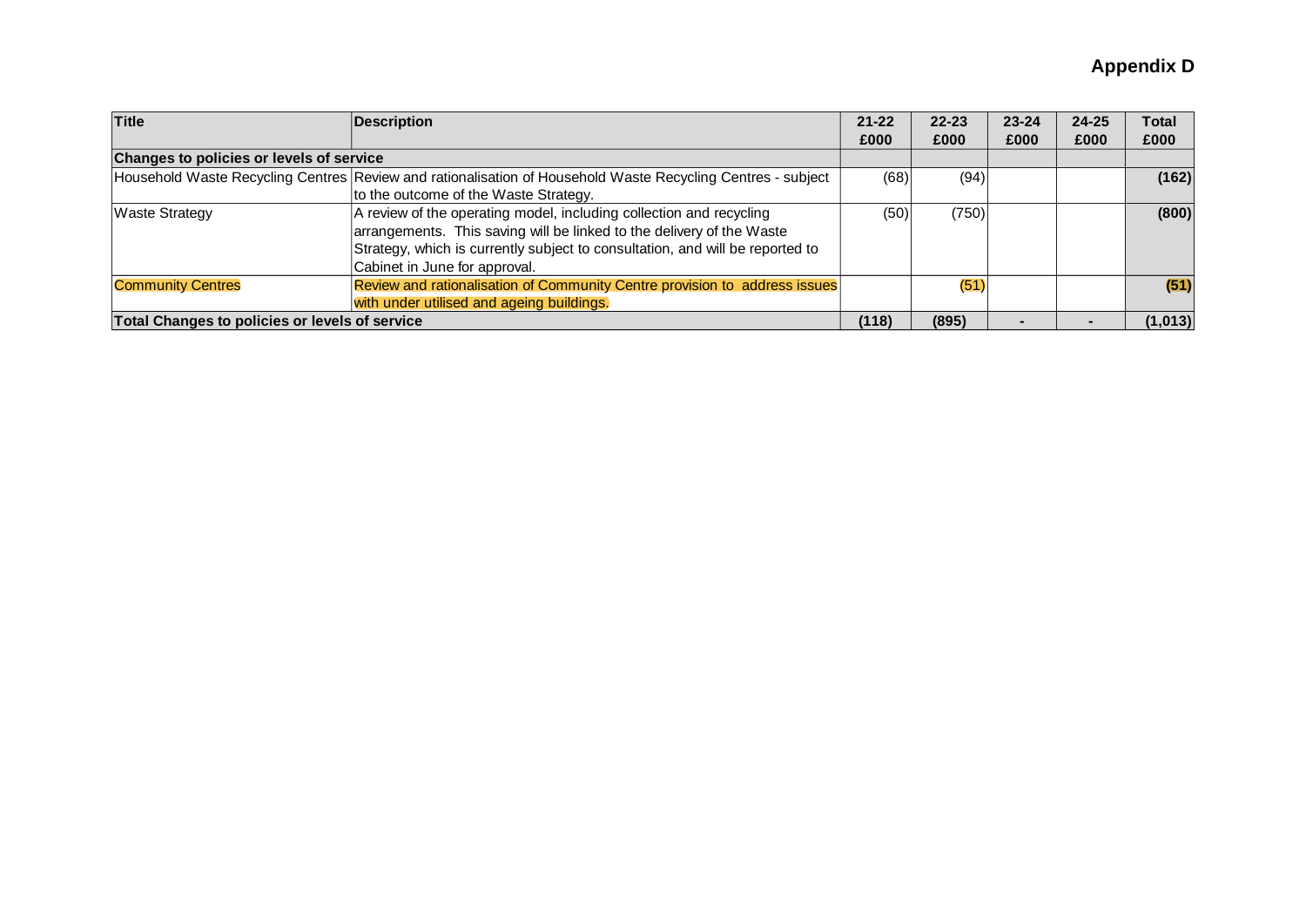**Appendix D**

| Title | Description | 21-22 £000 | 22-23 £000 | 23-24 £000 | 24-25 £000 | Total £000 |
|---|---|---|---|---|---|---|
| **Changes to policies or levels of service** | | | | | | |
| Household Waste Recycling Centres | Review and rationalisation of Household Waste Recycling Centres - subject to the outcome of the Waste Strategy. | (68) | (94) | | | **(162)** |
| Waste Strategy | A review of the operating model, including collection and recycling arrangements. This saving will be linked to the delivery of the Waste Strategy, which is currently subject to consultation, and will be reported to Cabinet in June for approval. | (50) | (750) | | | **(800)** |
| Community Centres | Review and rationalisation of Community Centre provision to address issues with under utilised and ageing buildings. | | (51) | | | **(51)** |
| **Total Changes to policies or levels of service** | | **(118)** | **(895)** | **-** | **-** | **(1,013)** |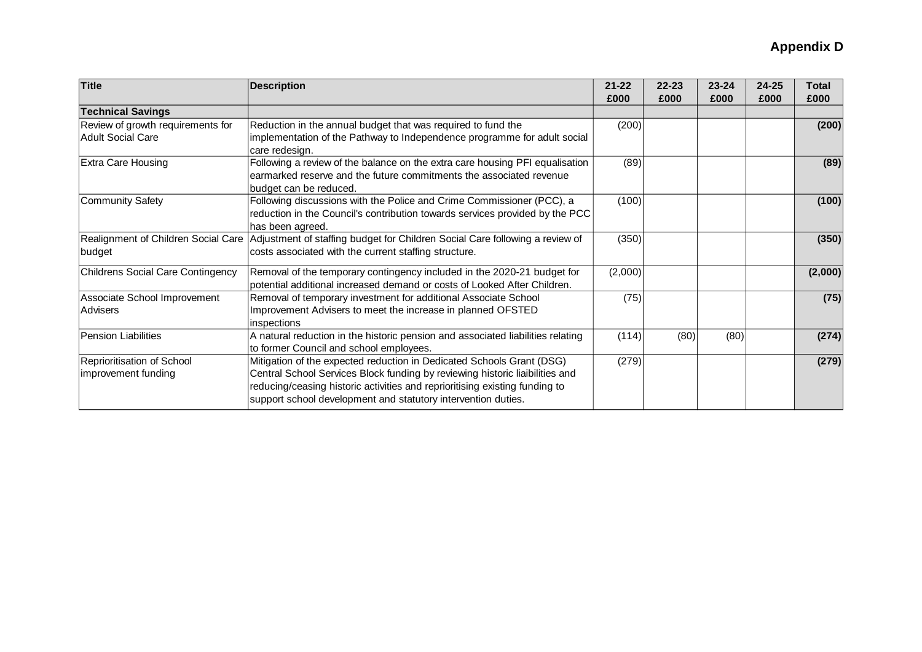**Appendix D**

| Title | Description | 21-22 £000 | 22-23 £000 | 23-24 £000 | 24-25 £000 | Total £000 |
|---|---|---|---|---|---|---|
| **Technical Savings** | | | | | | |
| Review of growth requirements for Adult Social Care | Reduction in the annual budget that was required to fund the implementation of the Pathway to Independence programme for adult social care redesign. | (200) | | | | **(200)** |
| Extra Care Housing | Following a review of the balance on the extra care housing PFI equalisation earmarked reserve and the future commitments the associated revenue budget can be reduced. | (89) | | | | **(89)** |
| Community Safety | Following discussions with the Police and Crime Commissioner (PCC), a reduction in the Council's contribution towards services provided by the PCC has been agreed. | (100) | | | | **(100)** |
| Realignment of Children Social Care budget | Adjustment of staffing budget for Children Social Care following a review of costs associated with the current staffing structure. | (350) | | | | **(350)** |
| Childrens Social Care Contingency | Removal of the temporary contingency included in the 2020-21 budget for potential additional increased demand or costs of Looked After Children. | (2,000) | | | | **(2,000)** |
| Associate School Improvement Advisers | Removal of temporary investment for additional Associate School Improvement Advisers to meet the increase in planned OFSTED inspections | (75) | | | | **(75)** |
| Pension Liabilities | A natural reduction in the historic pension and associated liabilities relating to former Council and school employees. | (114) | (80) | (80) | | **(274)** |
| Reprioritisation of School improvement funding | Mitigation of the expected reduction in Dedicated Schools Grant (DSG) Central School Services Block funding by reviewing historic liaibilities and reducing/ceasing historic activities and reprioritising existing funding to support school development and statutory intervention duties. | (279) | | | | **(279)** |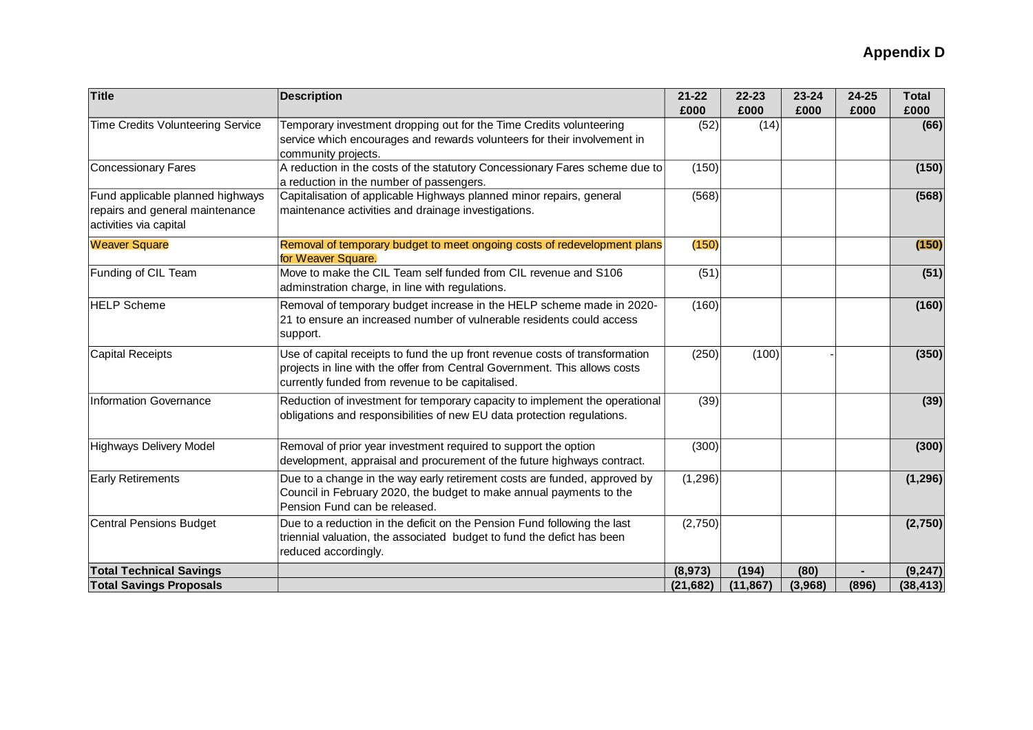# Appendix D

| Title | Description | 21-22 £000 | 22-23 £000 | 23-24 £000 | 24-25 £000 | Total £000 |
|---|---|---|---|---|---|---|
| Time Credits Volunteering Service | Temporary investment dropping out for the Time Credits volunteering service which encourages and rewards volunteers for their involvement in community projects. | (52) | (14) | | | **(66)** |
| Concessionary Fares | A reduction in the costs of the statutory Concessionary Fares scheme due to a reduction in the number of passengers. | (150) | | | | **(150)** |
| Fund applicable planned highways repairs and general maintenance activities via capital | Capitalisation of applicable Highways planned minor repairs, general maintenance activities and drainage investigations. | (568) | | | | **(568)** |
| Weaver Square | Removal of temporary budget to meet ongoing costs of redevelopment plans for Weaver Square. | (150) | | | | **(150)** |
| Funding of CIL Team | Move to make the CIL Team self funded from CIL revenue and S106 adminstration charge, in line with regulations. | (51) | | | | **(51)** |
| HELP Scheme | Removal of temporary budget increase in the HELP scheme made in 2020-21 to ensure an increased number of vulnerable residents could access support. | (160) | | | | **(160)** |
| Capital Receipts | Use of capital receipts to fund the up front revenue costs of transformation projects in line with the offer from Central Government. This allows costs currently funded from revenue to be capitalised. | (250) | (100) | - | | **(350)** |
| Information Governance | Reduction of investment for temporary capacity to implement the operational obligations and responsibilities of new EU data protection regulations. | (39) | | | | **(39)** |
| Highways Delivery Model | Removal of prior year investment required to support the option development, appraisal and procurement of the future highways contract. | (300) | | | | **(300)** |
| Early Retirements | Due to a change in the way early retirement costs are funded, approved by Council in February 2020, the budget to make annual payments to the Pension Fund can be released. | (1,296) | | | | **(1,296)** |
| Central Pensions Budget | Due to a reduction in the deficit on the Pension Fund following the last triennial valuation, the associated budget to fund the defict has been reduced accordingly. | (2,750) | | | | **(2,750)** |
| **Total Technical Savings** | | **(8,973)** | **(194)** | **(80)** | **-** | **(9,247)** |
| **Total Savings Proposals** | | **(21,682)** | **(11,867)** | **(3,968)** | **(896)** | **(38,413)** |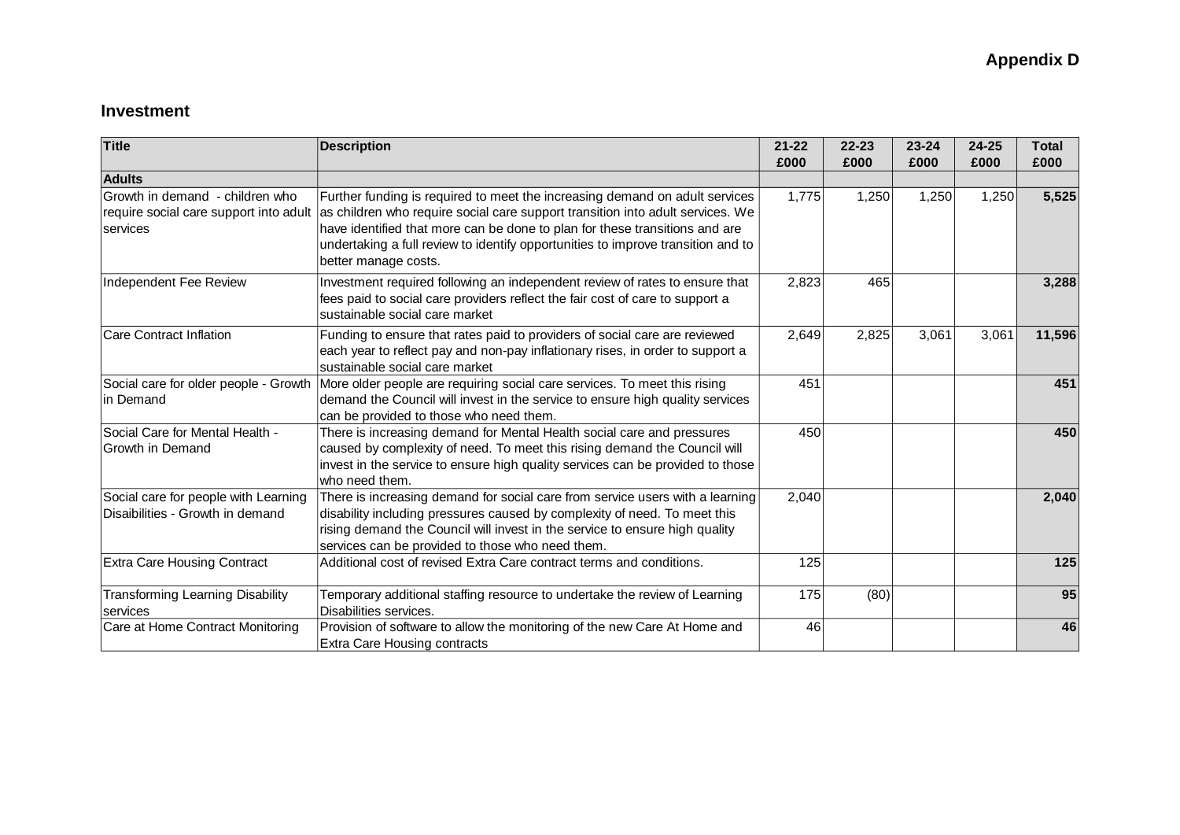**Appendix D**

## Investment

| Title | Description | 21-22 £000 | 22-23 £000 | 23-24 £000 | 24-25 £000 | Total £000 |
|---|---|---|---|---|---|---|
| **Adults** | | | | | | |
| Growth in demand - children who require social care support into adult services | Further funding is required to meet the increasing demand on adult services as children who require social care support transition into adult services. We have identified that more can be done to plan for these transitions and are undertaking a full review to identify opportunities to improve transition and to better manage costs. | 1,775 | 1,250 | 1,250 | 1,250 | **5,525** |
| Independent Fee Review | Investment required following an independent review of rates to ensure that fees paid to social care providers reflect the fair cost of care to support a sustainable social care market | 2,823 | 465 | | | **3,288** |
| Care Contract Inflation | Funding to ensure that rates paid to providers of social care are reviewed each year to reflect pay and non-pay inflationary rises, in order to support a sustainable social care market | 2,649 | 2,825 | 3,061 | 3,061 | **11,596** |
| Social care for older people - Growth in Demand | More older people are requiring social care services. To meet this rising demand the Council will invest in the service to ensure high quality services can be provided to those who need them. | 451 | | | | **451** |
| Social Care for Mental Health - Growth in Demand | There is increasing demand for Mental Health social care and pressures caused by complexity of need. To meet this rising demand the Council will invest in the service to ensure high quality services can be provided to those who need them. | 450 | | | | **450** |
| Social care for people with Learning Disaibilities - Growth in demand | There is increasing demand for social care from service users with a learning disability including pressures caused by complexity of need. To meet this rising demand the Council will invest in the service to ensure high quality services can be provided to those who need them. | 2,040 | | | | **2,040** |
| Extra Care Housing Contract | Additional cost of revised Extra Care contract terms and conditions. | 125 | | | | **125** |
| Transforming Learning Disability services | Temporary additional staffing resource to undertake the review of Learning Disabilities services. | 175 | (80) | | | **95** |
| Care at Home Contract Monitoring | Provision of software to allow the monitoring of the new Care At Home and Extra Care Housing contracts | 46 | | | | **46** |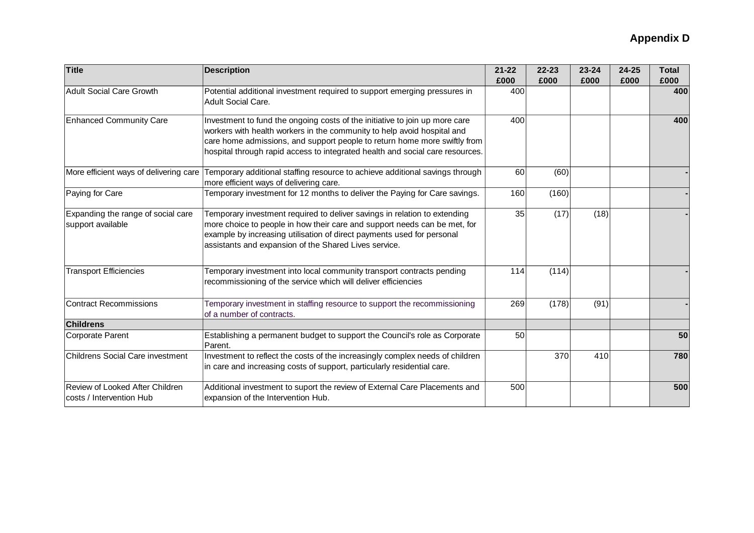**Appendix D**

| Title | Description | 21-22 £000 | 22-23 £000 | 23-24 £000 | 24-25 £000 | Total £000 |
|---|---|---|---|---|---|---|
| Adult Social Care Growth | Potential additional investment required to support emerging pressures in Adult Social Care. | 400 | | | | **400** |
| Enhanced Community Care | Investment to fund the ongoing costs of the initiative to join up more care workers with health workers in the community to help avoid hospital and care home admissions, and support people to return home more swiftly from hospital through rapid access to integrated health and social care resources. | 400 | | | | **400** |
| More efficient ways of delivering care | Temporary additional staffing resource to achieve additional savings through more efficient ways of delivering care. | 60 | (60) | | | **-** |
| Paying for Care | Temporary investment for 12 months to deliver the Paying for Care savings. | 160 | (160) | | | **-** |
| Expanding the range of social care support available | Temporary investment required to deliver savings in relation to extending more choice to people in how their care and support needs can be met, for example by increasing utilisation of direct payments used for personal assistants and expansion of the Shared Lives service. | 35 | (17) | (18) | | **-** |
| Transport Efficiencies | Temporary investment into local community transport contracts pending recommissioning of the service which will deliver efficiencies | 114 | (114) | | | **-** |
| Contract Recommissions | Temporary investment in staffing resource to support the recommissioning of a number of contracts. | 269 | (178) | (91) | | **-** |
| **Childrens** | | | | | | |
| Corporate Parent | Establishing a permanent budget to support the Council's role as Corporate Parent. | 50 | | | | **50** |
| Childrens Social Care investment | Investment to reflect the costs of the increasingly complex needs of children in care and increasing costs of support, particularly residential care. | | 370 | 410 | | **780** |
| Review of Looked After Children costs / Intervention Hub | Additional investment to suport the review of External Care Placements and expansion of the Intervention Hub. | 500 | | | | **500** |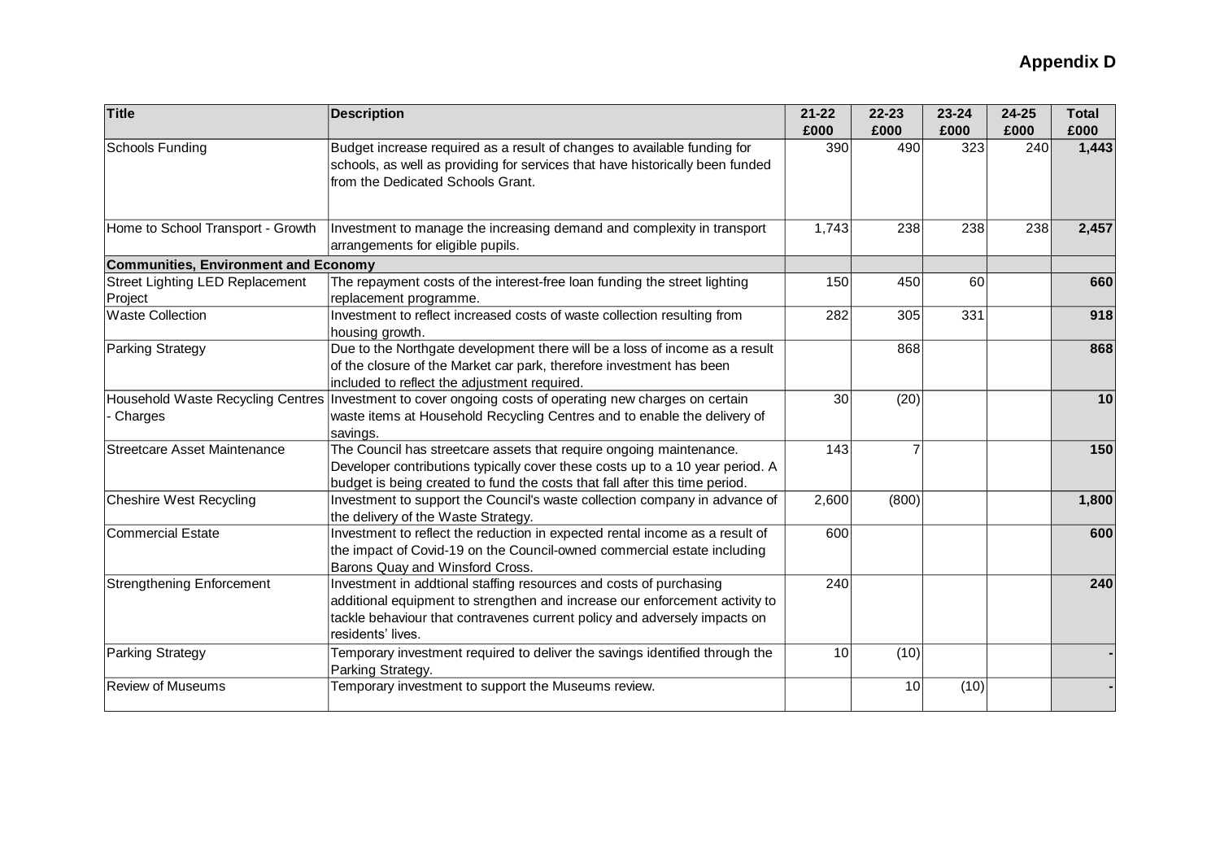**Appendix D**

| Title | Description | 21-22 £000 | 22-23 £000 | 23-24 £000 | 24-25 £000 | Total £000 |
|---|---|---|---|---|---|---|
| Schools Funding | Budget increase required as a result of changes to available funding for schools, as well as providing for services that have historically been funded from the Dedicated Schools Grant. | 390 | 490 | 323 | 240 | **1,443** |
| Home to School Transport - Growth | Investment to manage the increasing demand and complexity in transport arrangements for eligible pupils. | 1,743 | 238 | 238 | 238 | **2,457** |
| **Communities, Environment and Economy** | | | | | | |
| Street Lighting LED Replacement Project | The repayment costs of the interest-free loan funding the street lighting replacement programme. | 150 | 450 | 60 | | **660** |
| Waste Collection | Investment to reflect increased costs of waste collection resulting from housing growth. | 282 | 305 | 331 | | **918** |
| Parking Strategy | Due to the Northgate development there will be a loss of income as a result of the closure of the Market car park, therefore investment has been included to reflect the adjustment required. | | 868 | | | **868** |
| Household Waste Recycling Centres - Charges | Investment to cover ongoing costs of operating new charges on certain waste items at Household Recycling Centres and to enable the delivery of savings. | 30 | (20) | | | **10** |
| Streetcare Asset Maintenance | The Council has streetcare assets that require ongoing maintenance. Developer contributions typically cover these costs up to a 10 year period. A budget is being created to fund the costs that fall after this time period. | 143 | 7 | | | **150** |
| Cheshire West Recycling | Investment to support the Council's waste collection company in advance of the delivery of the Waste Strategy. | 2,600 | (800) | | | **1,800** |
| Commercial Estate | Investment to reflect the reduction in expected rental income as a result of the impact of Covid-19 on the Council-owned commercial estate including Barons Quay and Winsford Cross. | 600 | | | | **600** |
| Strengthening Enforcement | Investment in addtional staffing resources and costs of purchasing additional equipment to strengthen and increase our enforcement activity to tackle behaviour that contravenes current policy and adversely impacts on residents' lives. | 240 | | | | **240** |
| Parking Strategy | Temporary investment required to deliver the savings identified through the Parking Strategy. | 10 | (10) | | | **-** |
| Review of Museums | Temporary investment to support the Museums review. | | 10 | (10) | | **-** |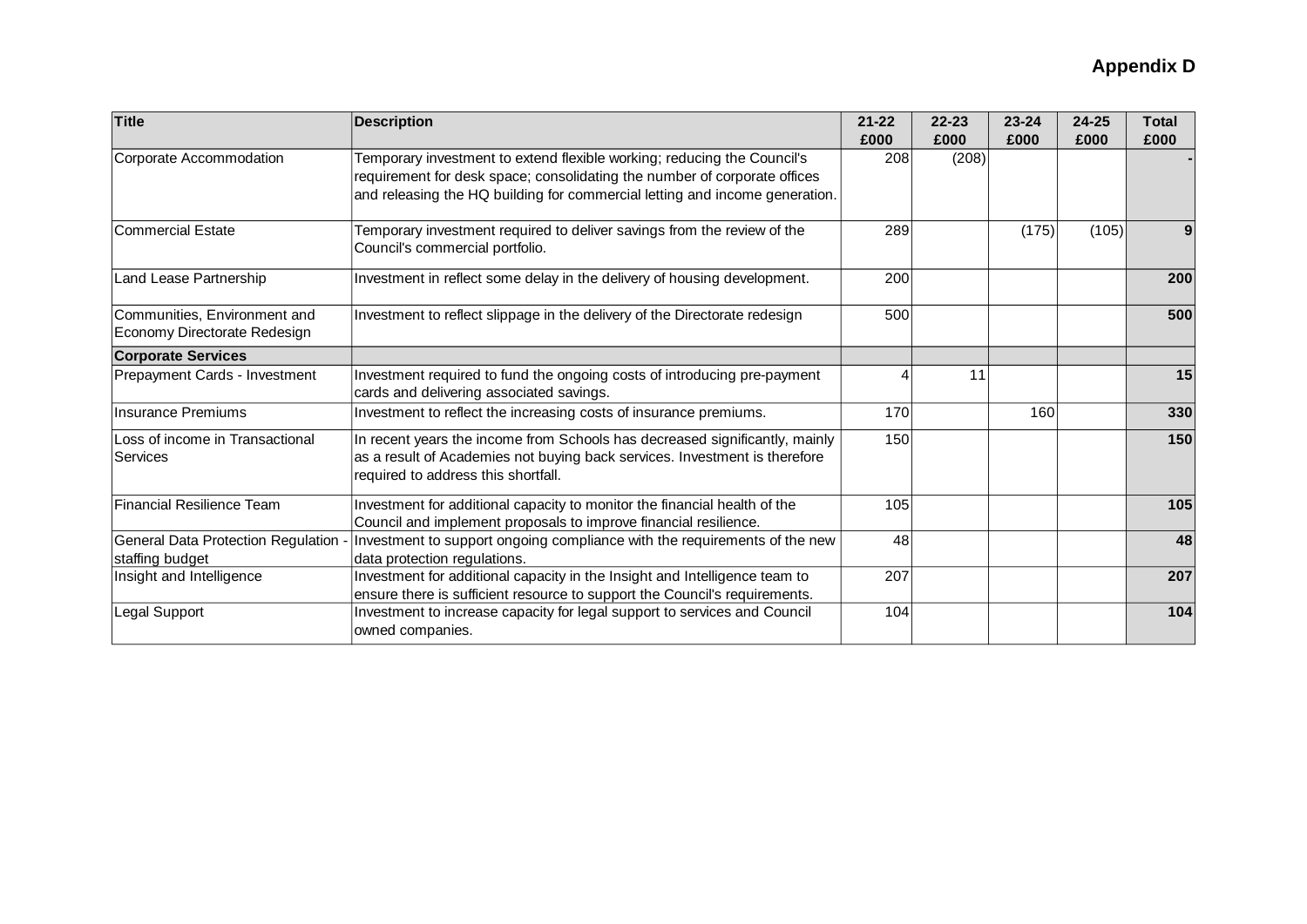**Appendix D**

| Title | Description | 21-22 £000 | 22-23 £000 | 23-24 £000 | 24-25 £000 | Total £000 |
|---|---|---|---|---|---|---|
| Corporate Accommodation | Temporary investment to extend flexible working; reducing the Council's requirement for desk space; consolidating the number of corporate offices and releasing the HQ building for commercial letting and income generation. | 208 | (208) | | | - |
| Commercial Estate | Temporary investment required to deliver savings from the review of the Council's commercial portfolio. | 289 | | (175) | (105) | 9 |
| Land Lease Partnership | Investment in reflect some delay in the delivery of housing development. | 200 | | | | 200 |
| Communities, Environment and Economy Directorate Redesign | Investment to reflect slippage in the delivery of the Directorate redesign | 500 | | | | 500 |
| **Corporate Services** | | | | | | |
| Prepayment Cards - Investment | Investment required to fund the ongoing costs of introducing pre-payment cards and delivering associated savings. | 4 | 11 | | | 15 |
| Insurance Premiums | Investment to reflect the increasing costs of insurance premiums. | 170 | | 160 | | 330 |
| Loss of income in Transactional Services | In recent years the income from Schools has decreased significantly, mainly as a result of Academies not buying back services. Investment is therefore required to address this shortfall. | 150 | | | | 150 |
| Financial Resilience Team | Investment for additional capacity to monitor the financial health of the Council and implement proposals to improve financial resilience. | 105 | | | | 105 |
| General Data Protection Regulation - staffing budget | Investment to support ongoing compliance with the requirements of the new data protection regulations. | 48 | | | | 48 |
| Insight and Intelligence | Investment for additional capacity in the Insight and Intelligence team to ensure there is sufficient resource to support the Council's requirements. | 207 | | | | 207 |
| Legal Support | Investment to increase capacity for legal support to services and Council owned companies. | 104 | | | | 104 |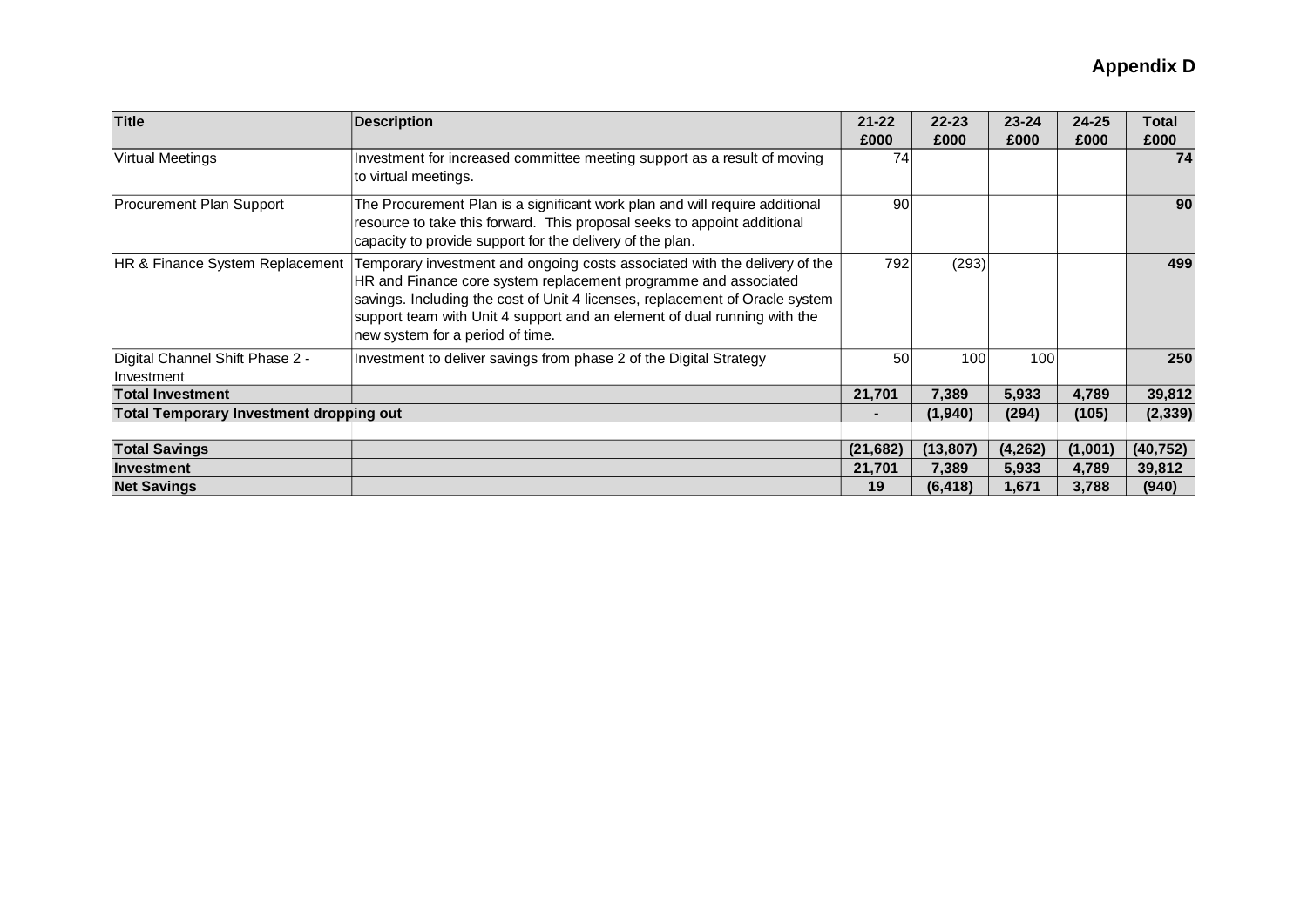**Appendix D**

| Title | Description | 21-22 £000 | 22-23 £000 | 23-24 £000 | 24-25 £000 | Total £000 |
|---|---|---|---|---|---|---|
| Virtual Meetings | Investment for increased committee meeting support as a result of moving to virtual meetings. | 74 | | | | **74** |
| Procurement Plan Support | The Procurement Plan is a significant work plan and will require additional resource to take this forward. This proposal seeks to appoint additional capacity to provide support for the delivery of the plan. | 90 | | | | **90** |
| HR & Finance System Replacement | Temporary investment and ongoing costs associated with the delivery of the HR and Finance core system replacement programme and associated savings. Including the cost of Unit 4 licenses, replacement of Oracle system support team with Unit 4 support and an element of dual running with the new system for a period of time. | 792 | (293) | | | **499** |
| Digital Channel Shift Phase 2 - Investment | Investment to deliver savings from phase 2 of the Digital Strategy | 50 | 100 | 100 | | **250** |
| **Total Investment** | | **21,701** | **7,389** | **5,933** | **4,789** | **39,812** |
| **Total Temporary Investment dropping out** | | **-** | **(1,940)** | **(294)** | **(105)** | **(2,339)** |
| | | | | | | |
| **Total Savings** | | **(21,682)** | **(13,807)** | **(4,262)** | **(1,001)** | **(40,752)** |
| **Investment** | | **21,701** | **7,389** | **5,933** | **4,789** | **39,812** |
| **Net Savings** | | **19** | **(6,418)** | **1,671** | **3,788** | **(940)** |